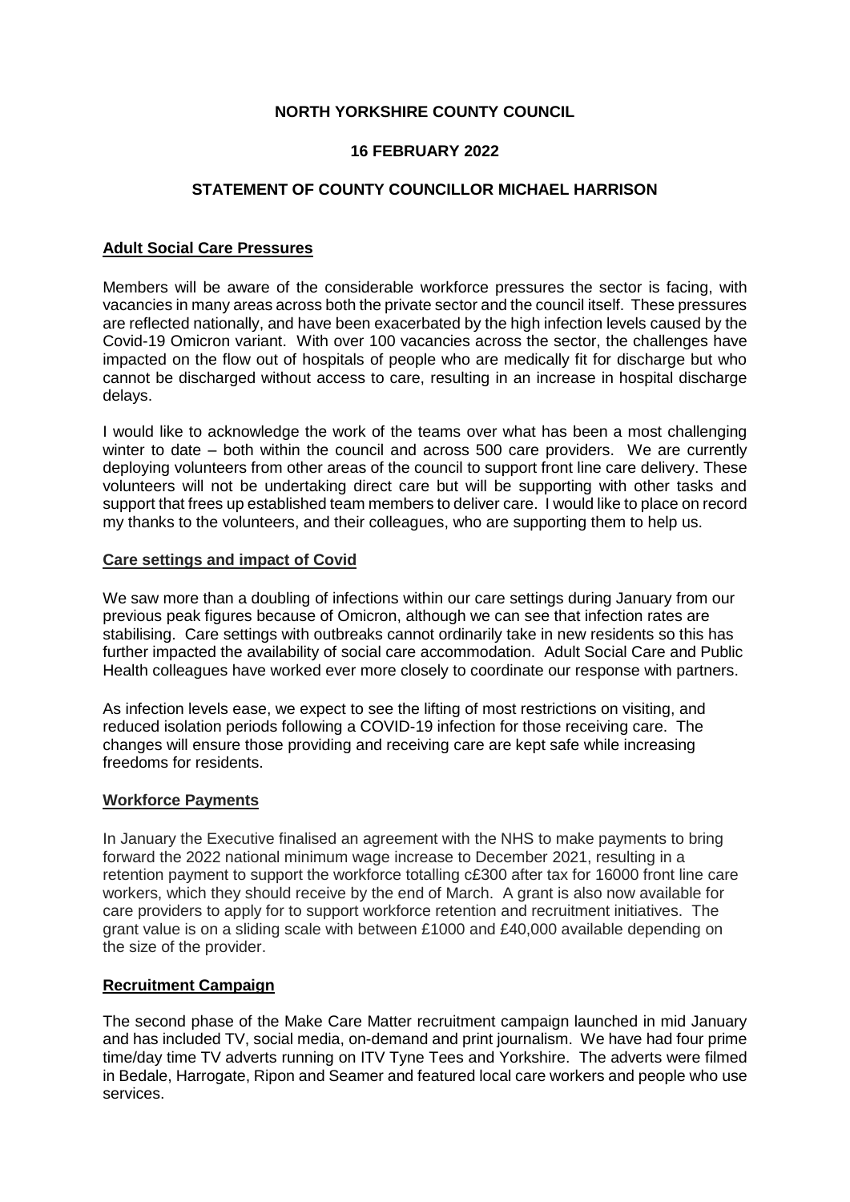**NORTH YORKSHIRE COUNTY COUNCIL**

**16 FEBRUARY 2022**

**STATEMENT OF COUNTY COUNCILLOR MICHAEL HARRISON**

## Adult Social Care Pressures

Members will be aware of the considerable workforce pressures the sector is facing, with vacancies in many areas across both the private sector and the council itself. These pressures are reflected nationally, and have been exacerbated by the high infection levels caused by the Covid-19 Omicron variant. With over 100 vacancies across the sector, the challenges have impacted on the flow out of hospitals of people who are medically fit for discharge but who cannot be discharged without access to care, resulting in an increase in hospital discharge delays.

I would like to acknowledge the work of the teams over what has been a most challenging winter to date – both within the council and across 500 care providers. We are currently deploying volunteers from other areas of the council to support front line care delivery. These volunteers will not be undertaking direct care but will be supporting with other tasks and support that frees up established team members to deliver care. I would like to place on record my thanks to the volunteers, and their colleagues, who are supporting them to help us.

## Care settings and impact of Covid

We saw more than a doubling of infections within our care settings during January from our previous peak figures because of Omicron, although we can see that infection rates are stabilising. Care settings with outbreaks cannot ordinarily take in new residents so this has further impacted the availability of social care accommodation. Adult Social Care and Public Health colleagues have worked ever more closely to coordinate our response with partners.

As infection levels ease, we expect to see the lifting of most restrictions on visiting, and reduced isolation periods following a COVID-19 infection for those receiving care. The changes will ensure those providing and receiving care are kept safe while increasing freedoms for residents.

## Workforce Payments

In January the Executive finalised an agreement with the NHS to make payments to bring forward the 2022 national minimum wage increase to December 2021, resulting in a retention payment to support the workforce totalling c£300 after tax for 16000 front line care workers, which they should receive by the end of March. A grant is also now available for care providers to apply for to support workforce retention and recruitment initiatives. The grant value is on a sliding scale with between £1000 and £40,000 available depending on the size of the provider.

## Recruitment Campaign

The second phase of the Make Care Matter recruitment campaign launched in mid January and has included TV, social media, on-demand and print journalism. We have had four prime time/day time TV adverts running on ITV Tyne Tees and Yorkshire. The adverts were filmed in Bedale, Harrogate, Ripon and Seamer and featured local care workers and people who use services.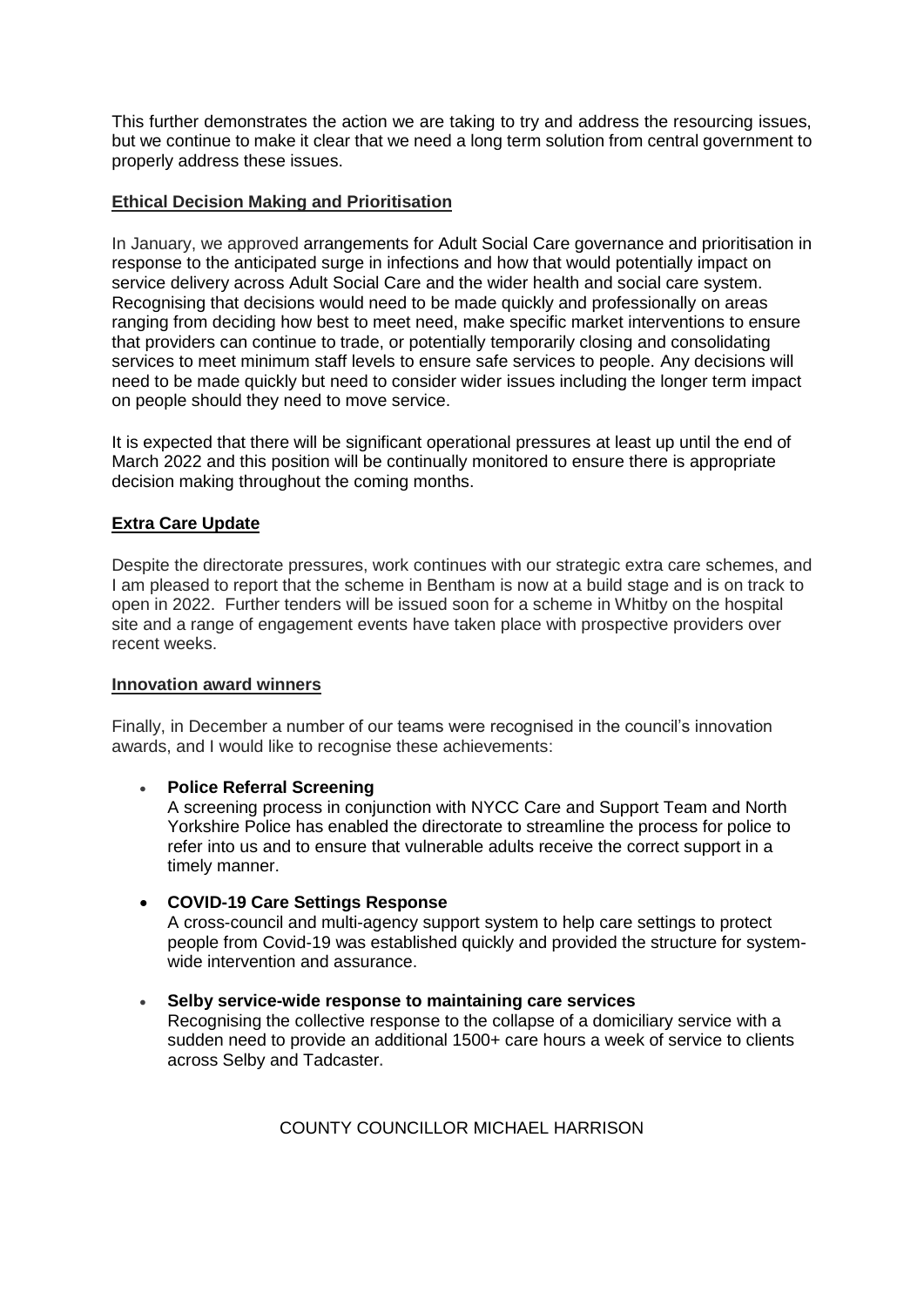This further demonstrates the action we are taking to try and address the resourcing issues, but we continue to make it clear that we need a long term solution from central government to properly address these issues.

## Ethical Decision Making and Prioritisation

In January, we approved arrangements for Adult Social Care governance and prioritisation in response to the anticipated surge in infections and how that would potentially impact on service delivery across Adult Social Care and the wider health and social care system. Recognising that decisions would need to be made quickly and professionally on areas ranging from deciding how best to meet need, make specific market interventions to ensure that providers can continue to trade, or potentially temporarily closing and consolidating services to meet minimum staff levels to ensure safe services to people. Any decisions will need to be made quickly but need to consider wider issues including the longer term impact on people should they need to move service.

It is expected that there will be significant operational pressures at least up until the end of March 2022 and this position will be continually monitored to ensure there is appropriate decision making throughout the coming months.

## Extra Care Update

Despite the directorate pressures, work continues with our strategic extra care schemes, and I am pleased to report that the scheme in Bentham is now at a build stage and is on track to open in 2022. Further tenders will be issued soon for a scheme in Whitby on the hospital site and a range of engagement events have taken place with prospective providers over recent weeks.

## Innovation award winners

Finally, in December a number of our teams were recognised in the council's innovation awards, and I would like to recognise these achievements:

- **Police Referral Screening**
  A screening process in conjunction with NYCC Care and Support Team and North Yorkshire Police has enabled the directorate to streamline the process for police to refer into us and to ensure that vulnerable adults receive the correct support in a timely manner.

- **COVID-19 Care Settings Response**
  A cross-council and multi-agency support system to help care settings to protect people from Covid-19 was established quickly and provided the structure for system-wide intervention and assurance.

- **Selby service-wide response to maintaining care services**
  Recognising the collective response to the collapse of a domiciliary service with a sudden need to provide an additional 1500+ care hours a week of service to clients across Selby and Tadcaster.

COUNTY COUNCILLOR MICHAEL HARRISON